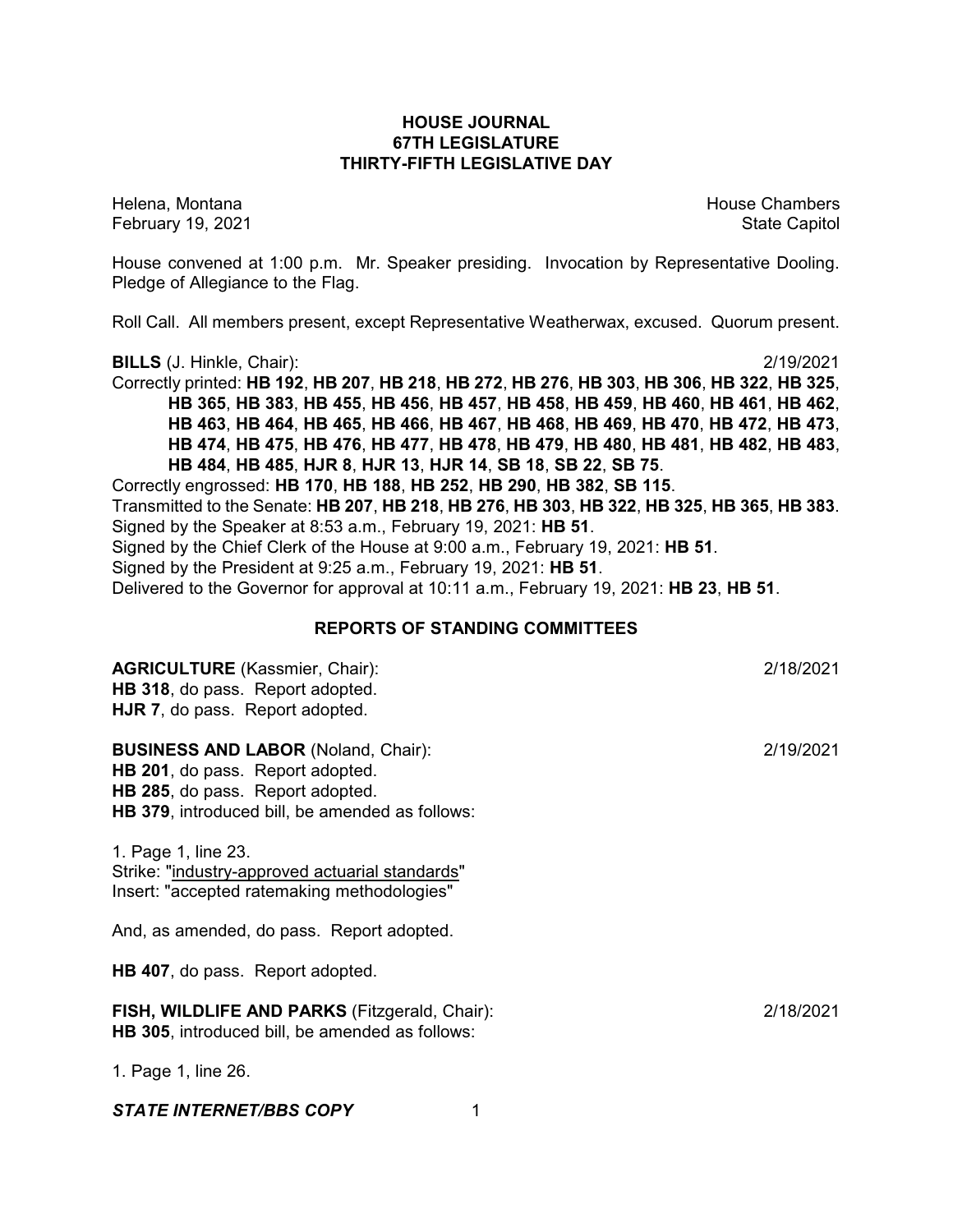# HOUSE JOURNAL
## 67TH LEGISLATURE
## THIRTY-FIFTH LEGISLATIVE DAY

Helena, Montana
February 19, 2021

House Chambers
State Capitol

House convened at 1:00 p.m. Mr. Speaker presiding. Invocation by Representative Dooling. Pledge of Allegiance to the Flag.

Roll Call. All members present, except Representative Weatherwax, excused. Quorum present.

**BILLS** (J. Hinkle, Chair): 2/19/2021

Correctly printed: **HB 192**, **HB 207**, **HB 218**, **HB 272**, **HB 276**, **HB 303**, **HB 306**, **HB 322**, **HB 325**, **HB 365**, **HB 383**, **HB 455**, **HB 456**, **HB 457**, **HB 458**, **HB 459**, **HB 460**, **HB 461**, **HB 462**, **HB 463**, **HB 464**, **HB 465**, **HB 466**, **HB 467**, **HB 468**, **HB 469**, **HB 470**, **HB 472**, **HB 473**, **HB 474**, **HB 475**, **HB 476**, **HB 477**, **HB 478**, **HB 479**, **HB 480**, **HB 481**, **HB 482**, **HB 483**, **HB 484**, **HB 485**, **HJR 8**, **HJR 13**, **HJR 14**, **SB 18**, **SB 22**, **SB 75**.

Correctly engrossed: **HB 170**, **HB 188**, **HB 252**, **HB 290**, **HB 382**, **SB 115**.

Transmitted to the Senate: **HB 207**, **HB 218**, **HB 276**, **HB 303**, **HB 322**, **HB 325**, **HB 365**, **HB 383**.

Signed by the Speaker at 8:53 a.m., February 19, 2021: **HB 51**.

Signed by the Chief Clerk of the House at 9:00 a.m., February 19, 2021: **HB 51**.

Signed by the President at 9:25 a.m., February 19, 2021: **HB 51**.

Delivered to the Governor for approval at 10:11 a.m., February 19, 2021: **HB 23**, **HB 51**.

## REPORTS OF STANDING COMMITTEES

**AGRICULTURE** (Kassmier, Chair): 2/18/2021

**HB 318**, do pass. Report adopted.

**HJR 7**, do pass. Report adopted.

**BUSINESS AND LABOR** (Noland, Chair): 2/19/2021

**HB 201**, do pass. Report adopted.

**HB 285**, do pass. Report adopted.

**HB 379**, introduced bill, be amended as follows:

1. Page 1, line 23.
Strike: "industry-approved actuarial standards"
Insert: "accepted ratemaking methodologies"

And, as amended, do pass. Report adopted.

**HB 407**, do pass. Report adopted.

**FISH, WILDLIFE AND PARKS** (Fitzgerald, Chair): 2/18/2021

**HB 305**, introduced bill, be amended as follows:

1. Page 1, line 26.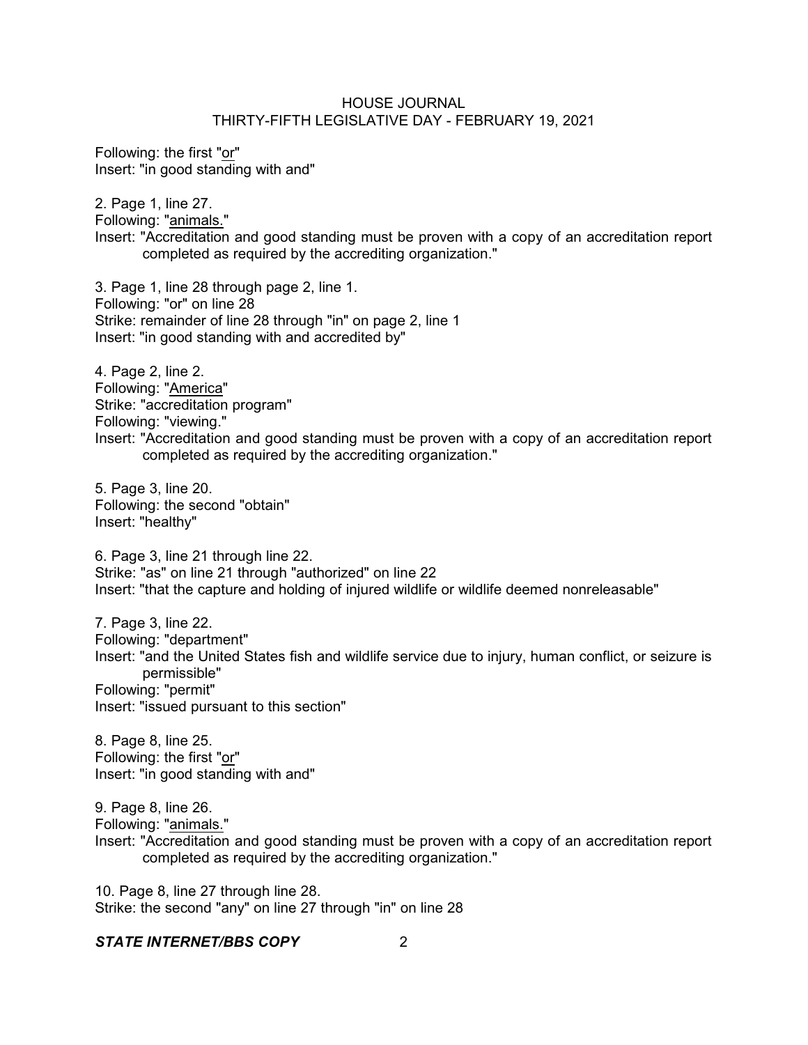Following: the first "<u>or</u>"
Insert: "in good standing with and"

2. Page 1, line 27.
Following: "<u>animals.</u>"
Insert: "Accreditation and good standing must be proven with a copy of an accreditation report completed as required by the accrediting organization."

3. Page 1, line 28 through page 2, line 1.
Following: "or" on line 28
Strike: remainder of line 28 through "in" on page 2, line 1
Insert: "in good standing with and accredited by"

4. Page 2, line 2.
Following: "<u>America</u>"
Strike: "accreditation program"
Following: "viewing."
Insert: "Accreditation and good standing must be proven with a copy of an accreditation report completed as required by the accrediting organization."

5. Page 3, line 20.
Following: the second "obtain"
Insert: "healthy"

6. Page 3, line 21 through line 22.
Strike: "as" on line 21 through "authorized" on line 22
Insert: "that the capture and holding of injured wildlife or wildlife deemed nonreleasable"

7. Page 3, line 22.
Following: "department"
Insert: "and the United States fish and wildlife service due to injury, human conflict, or seizure is permissible"
Following: "permit"
Insert: "issued pursuant to this section"

8. Page 8, line 25.
Following: the first "<u>or</u>"
Insert: "in good standing with and"

9. Page 8, line 26.
Following: "<u>animals.</u>"
Insert: "Accreditation and good standing must be proven with a copy of an accreditation report completed as required by the accrediting organization."

10. Page 8, line 27 through line 28.
Strike: the second "any" on line 27 through "in" on line 28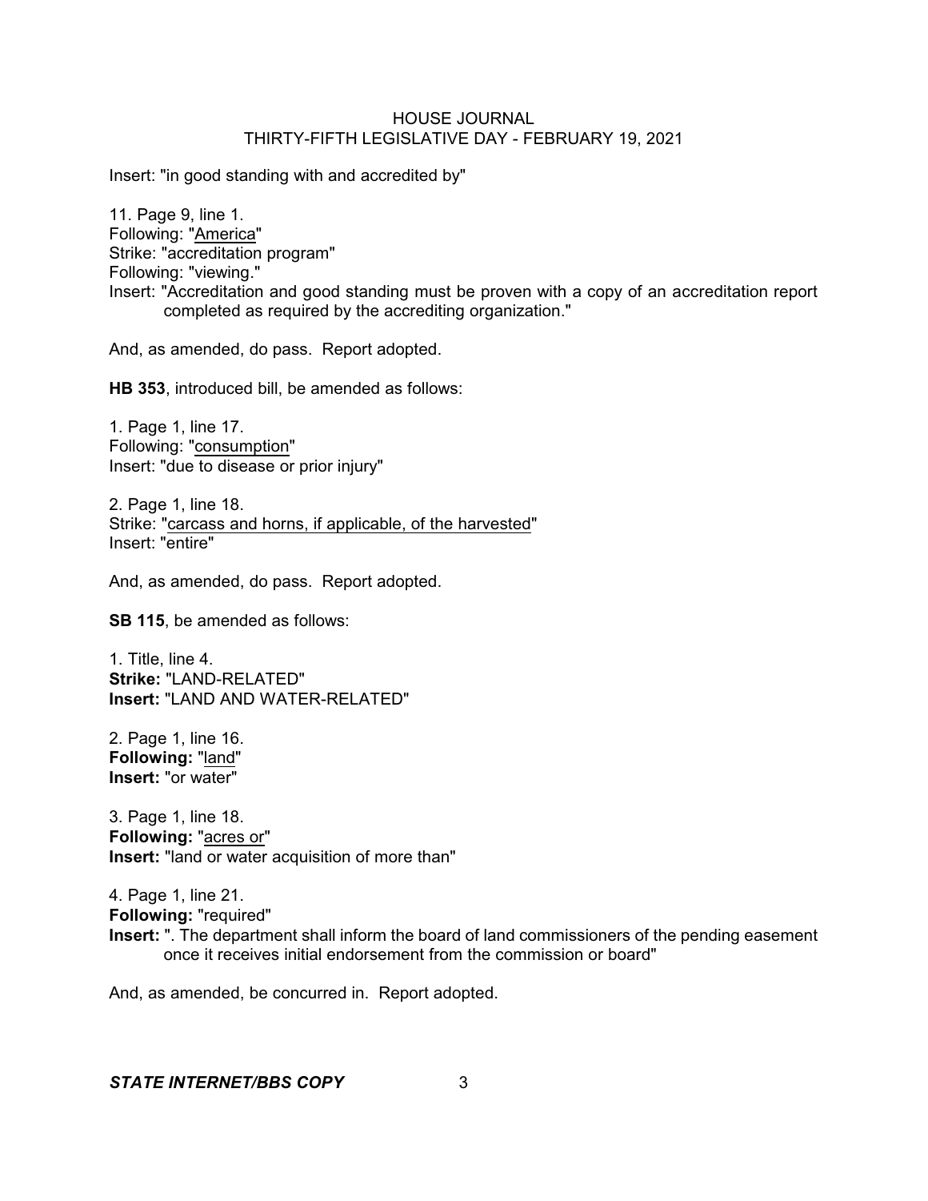Insert: "in good standing with and accredited by"

11. Page 9, line 1.
Following: "America"
Strike: "accreditation program"
Following: "viewing."
Insert: "Accreditation and good standing must be proven with a copy of an accreditation report completed as required by the accrediting organization."

And, as amended, do pass. Report adopted.

**HB 353**, introduced bill, be amended as follows:

1. Page 1, line 17.
Following: "consumption"
Insert: "due to disease or prior injury"

2. Page 1, line 18.
Strike: "carcass and horns, if applicable, of the harvested"
Insert: "entire"

And, as amended, do pass. Report adopted.

**SB 115**, be amended as follows:

1. Title, line 4.
**Strike:** "LAND-RELATED"
**Insert:** "LAND AND WATER-RELATED"

2. Page 1, line 16.
**Following:** "land"
**Insert:** "or water"

3. Page 1, line 18.
**Following:** "acres or"
**Insert:** "land or water acquisition of more than"

4. Page 1, line 21.
**Following:** "required"
**Insert:** ". The department shall inform the board of land commissioners of the pending easement once it receives initial endorsement from the commission or board"

And, as amended, be concurred in. Report adopted.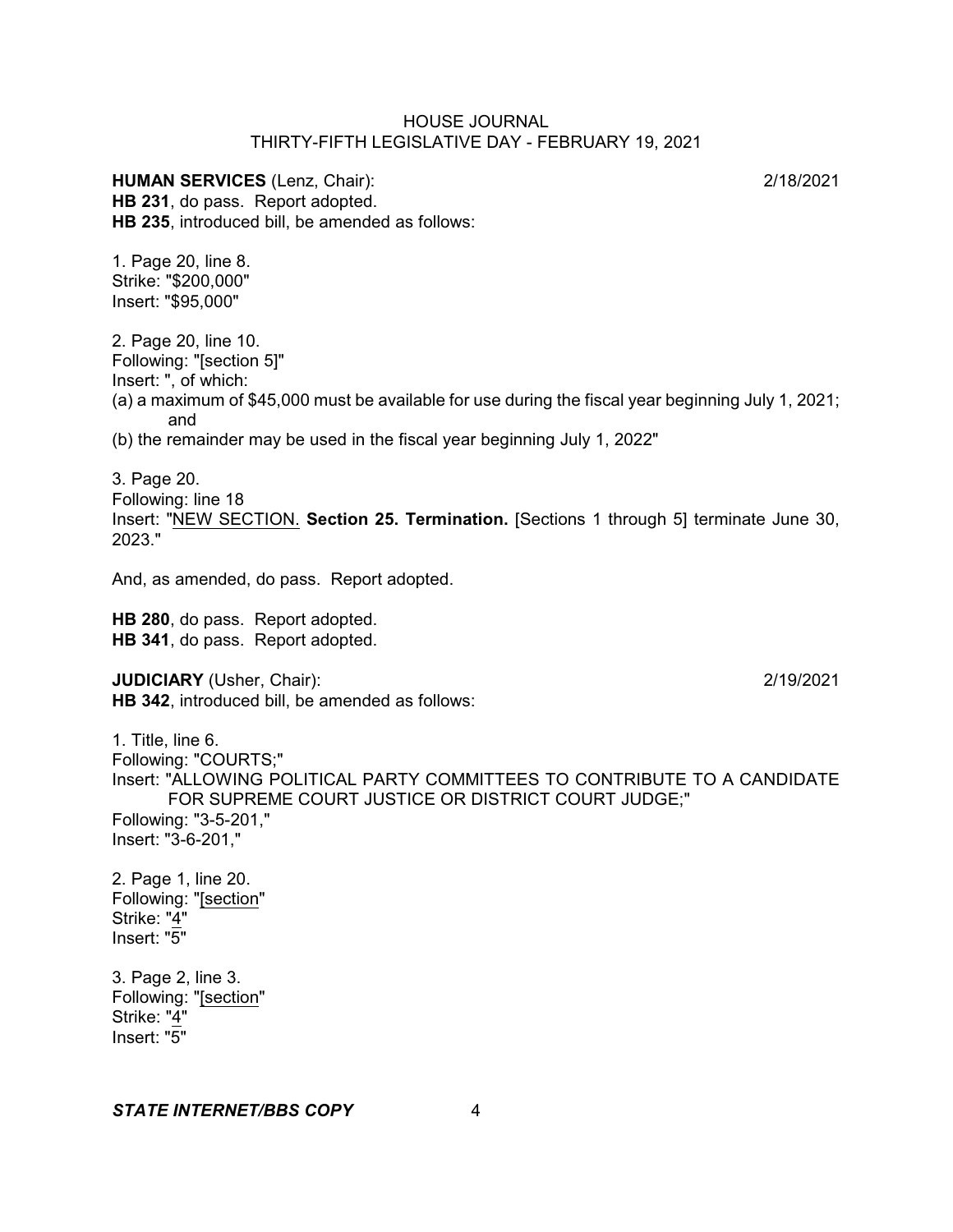**HUMAN SERVICES** (Lenz, Chair): 2/18/2021

**HB 231**, do pass. Report adopted.

**HB 235**, introduced bill, be amended as follows:

1. Page 20, line 8.
Strike: "$200,000"
Insert: "$95,000"

2. Page 20, line 10.
Following: "[section 5]"
Insert: ", of which:
(a) a maximum of $45,000 must be available for use during the fiscal year beginning July 1, 2021; and
(b) the remainder may be used in the fiscal year beginning July 1, 2022"

3. Page 20.
Following: line 18
Insert: "NEW SECTION. **Section 25. Termination.** [Sections 1 through 5] terminate June 30, 2023."

And, as amended, do pass. Report adopted.

**HB 280**, do pass. Report adopted.

**HB 341**, do pass. Report adopted.

**JUDICIARY** (Usher, Chair): 2/19/2021

**HB 342**, introduced bill, be amended as follows:

1. Title, line 6.
Following: "COURTS;"
Insert: "ALLOWING POLITICAL PARTY COMMITTEES TO CONTRIBUTE TO A CANDIDATE FOR SUPREME COURT JUSTICE OR DISTRICT COURT JUDGE;"
Following: "3-5-201,"
Insert: "3-6-201,"

2. Page 1, line 20.
Following: "[section"
Strike: "4"
Insert: "5"

3. Page 2, line 3.
Following: "[section"
Strike: "4"
Insert: "5"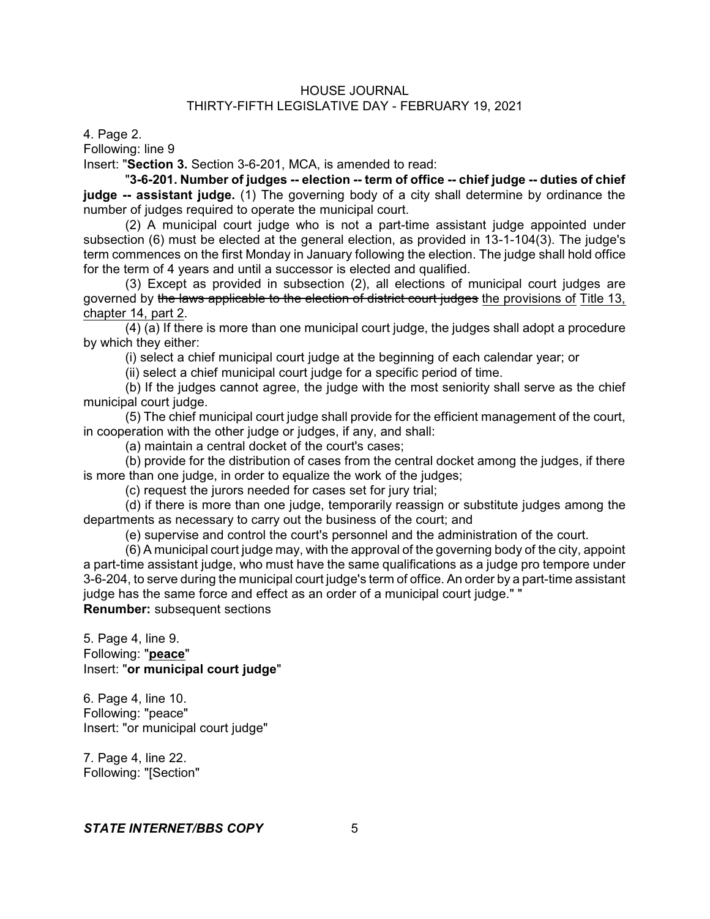4. Page 2.

Following: line 9

Insert: "**Section 3.** Section 3-6-201, MCA, is amended to read:

"**3-6-201. Number of judges -- election -- term of office -- chief judge -- duties of chief judge -- assistant judge.** (1) The governing body of a city shall determine by ordinance the number of judges required to operate the municipal court.

(2) A municipal court judge who is not a part-time assistant judge appointed under subsection (6) must be elected at the general election, as provided in 13-1-104(3). The judge's term commences on the first Monday in January following the election. The judge shall hold office for the term of 4 years and until a successor is elected and qualified.

(3) Except as provided in subsection (2), all elections of municipal court judges are governed by ~~the laws applicable to the election of district court judges~~ <u>the provisions of</u> <u>Title 13, chapter 14, part 2</u>.

(4) (a) If there is more than one municipal court judge, the judges shall adopt a procedure by which they either:

(i) select a chief municipal court judge at the beginning of each calendar year; or

(ii) select a chief municipal court judge for a specific period of time.

(b) If the judges cannot agree, the judge with the most seniority shall serve as the chief municipal court judge.

(5) The chief municipal court judge shall provide for the efficient management of the court, in cooperation with the other judge or judges, if any, and shall:

(a) maintain a central docket of the court's cases;

(b) provide for the distribution of cases from the central docket among the judges, if there is more than one judge, in order to equalize the work of the judges;

(c) request the jurors needed for cases set for jury trial;

(d) if there is more than one judge, temporarily reassign or substitute judges among the departments as necessary to carry out the business of the court; and

(e) supervise and control the court's personnel and the administration of the court.

(6) A municipal court judge may, with the approval of the governing body of the city, appoint a part-time assistant judge, who must have the same qualifications as a judge pro tempore under 3-6-204, to serve during the municipal court judge's term of office. An order by a part-time assistant judge has the same force and effect as an order of a municipal court judge." "

**Renumber:** subsequent sections

5. Page 4, line 9.

Following: "**<u>peace</u>**"

Insert: "**or municipal court judge**"

6. Page 4, line 10.

Following: "peace"

Insert: "or municipal court judge"

7. Page 4, line 22.

Following: "[Section"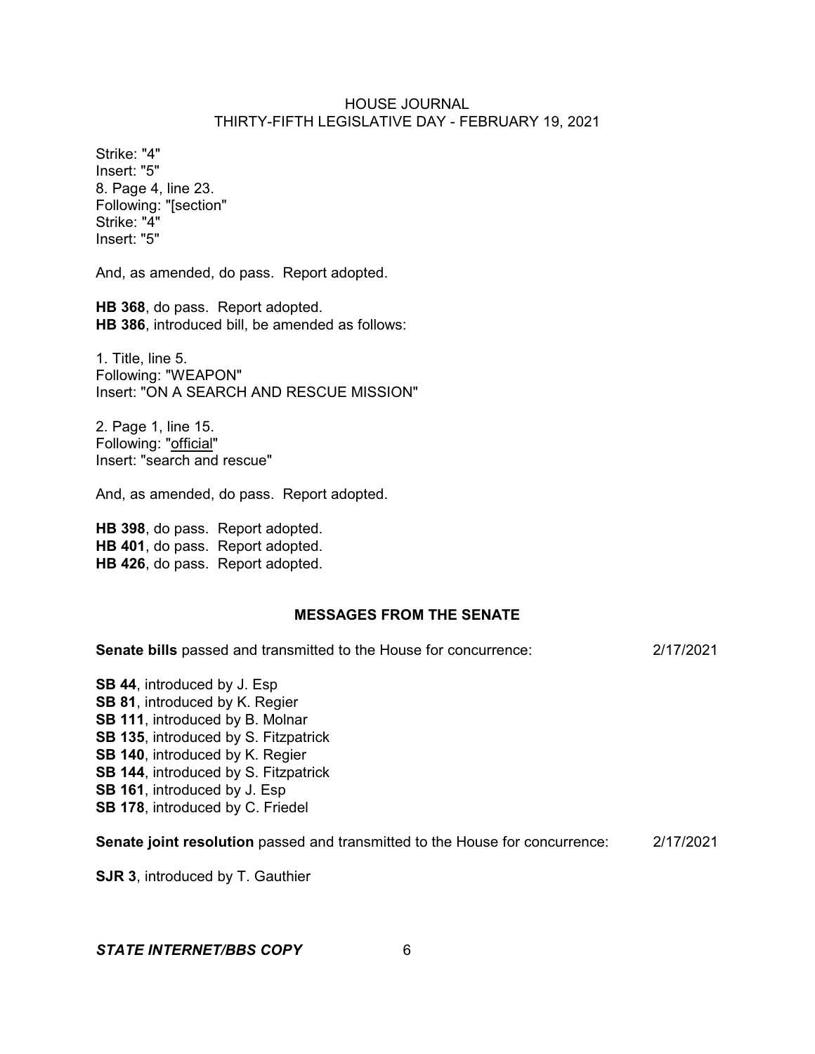Strike: "4"
Insert: "5"
8. Page 4, line 23.
Following: "[section"
Strike: "4"
Insert: "5"

And, as amended, do pass. Report adopted.

**HB 368**, do pass. Report adopted.
**HB 386**, introduced bill, be amended as follows:

1. Title, line 5.
Following: "WEAPON"
Insert: "ON A SEARCH AND RESCUE MISSION"

2. Page 1, line 15.
Following: "official"
Insert: "search and rescue"

And, as amended, do pass. Report adopted.

**HB 398**, do pass. Report adopted.
**HB 401**, do pass. Report adopted.
**HB 426**, do pass. Report adopted.

## MESSAGES FROM THE SENATE

**Senate bills** passed and transmitted to the House for concurrence: 2/17/2021

**SB 44**, introduced by J. Esp
**SB 81**, introduced by K. Regier
**SB 111**, introduced by B. Molnar
**SB 135**, introduced by S. Fitzpatrick
**SB 140**, introduced by K. Regier
**SB 144**, introduced by S. Fitzpatrick
**SB 161**, introduced by J. Esp
**SB 178**, introduced by C. Friedel

**Senate joint resolution** passed and transmitted to the House for concurrence: 2/17/2021

**SJR 3**, introduced by T. Gauthier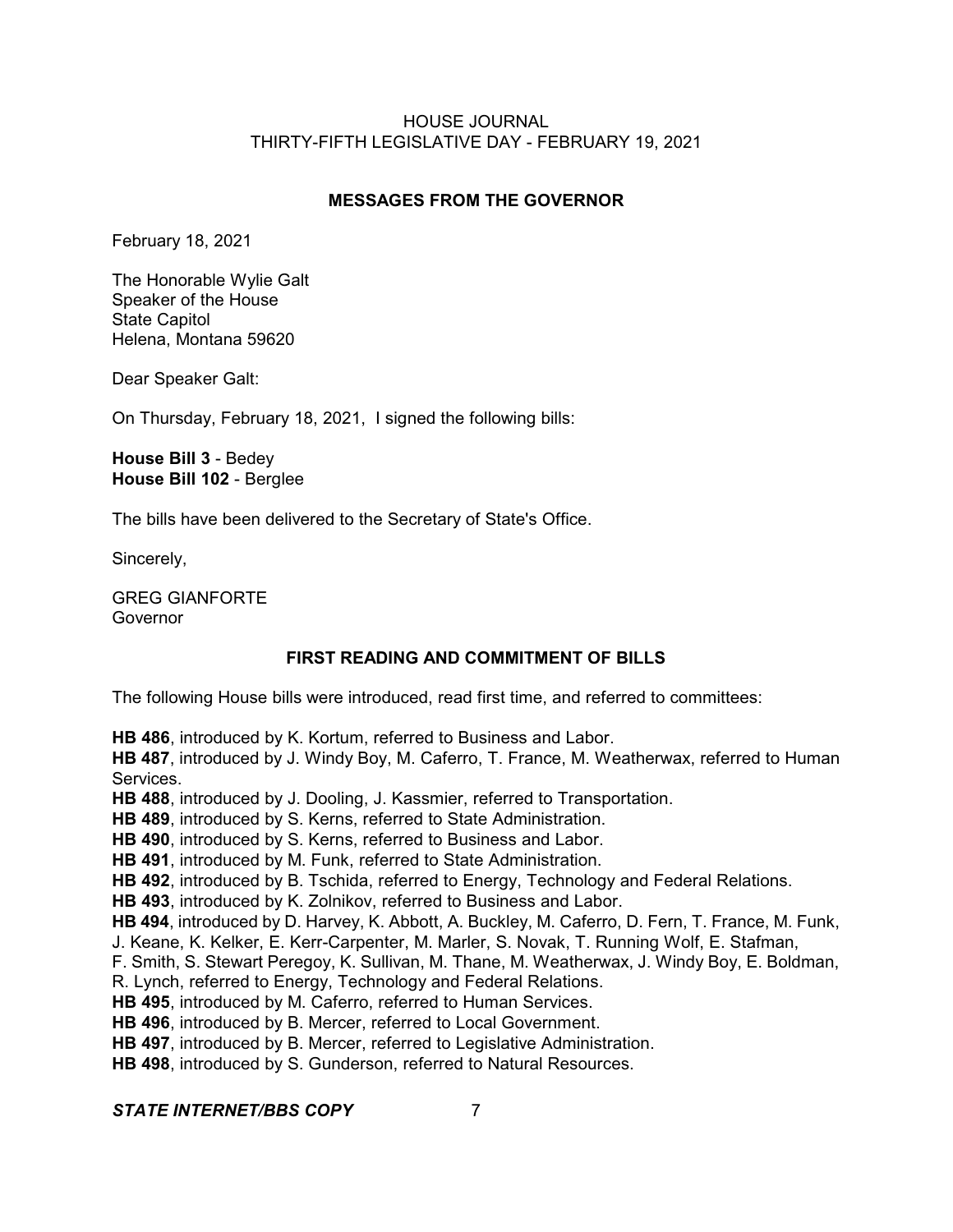## MESSAGES FROM THE GOVERNOR

February 18, 2021

The Honorable Wylie Galt
Speaker of the House
State Capitol
Helena, Montana 59620

Dear Speaker Galt:

On Thursday, February 18, 2021, I signed the following bills:

**House Bill 3** - Bedey
**House Bill 102** - Berglee

The bills have been delivered to the Secretary of State's Office.

Sincerely,

GREG GIANFORTE
Governor

## FIRST READING AND COMMITMENT OF BILLS

The following House bills were introduced, read first time, and referred to committees:

**HB 486**, introduced by K. Kortum, referred to Business and Labor.
**HB 487**, introduced by J. Windy Boy, M. Caferro, T. France, M. Weatherwax, referred to Human Services.
**HB 488**, introduced by J. Dooling, J. Kassmier, referred to Transportation.
**HB 489**, introduced by S. Kerns, referred to State Administration.
**HB 490**, introduced by S. Kerns, referred to Business and Labor.
**HB 491**, introduced by M. Funk, referred to State Administration.
**HB 492**, introduced by B. Tschida, referred to Energy, Technology and Federal Relations.
**HB 493**, introduced by K. Zolnikov, referred to Business and Labor.
**HB 494**, introduced by D. Harvey, K. Abbott, A. Buckley, M. Caferro, D. Fern, T. France, M. Funk, J. Keane, K. Kelker, E. Kerr-Carpenter, M. Marler, S. Novak, T. Running Wolf, E. Stafman, F. Smith, S. Stewart Peregoy, K. Sullivan, M. Thane, M. Weatherwax, J. Windy Boy, E. Boldman, R. Lynch, referred to Energy, Technology and Federal Relations.
**HB 495**, introduced by M. Caferro, referred to Human Services.
**HB 496**, introduced by B. Mercer, referred to Local Government.
**HB 497**, introduced by B. Mercer, referred to Legislative Administration.
**HB 498**, introduced by S. Gunderson, referred to Natural Resources.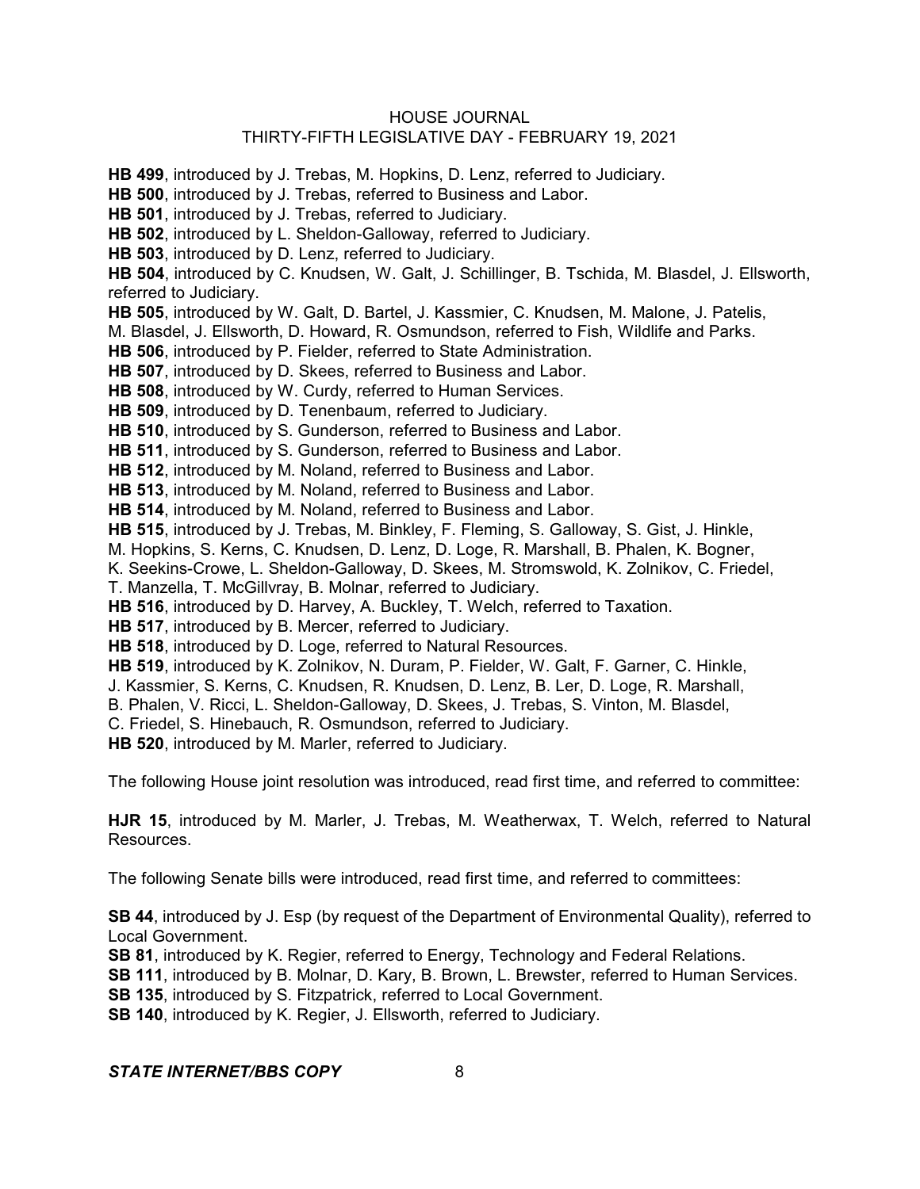**HB 499**, introduced by J. Trebas, M. Hopkins, D. Lenz, referred to Judiciary.
**HB 500**, introduced by J. Trebas, referred to Business and Labor.
**HB 501**, introduced by J. Trebas, referred to Judiciary.
**HB 502**, introduced by L. Sheldon-Galloway, referred to Judiciary.
**HB 503**, introduced by D. Lenz, referred to Judiciary.
**HB 504**, introduced by C. Knudsen, W. Galt, J. Schillinger, B. Tschida, M. Blasdel, J. Ellsworth, referred to Judiciary.
**HB 505**, introduced by W. Galt, D. Bartel, J. Kassmier, C. Knudsen, M. Malone, J. Patelis, M. Blasdel, J. Ellsworth, D. Howard, R. Osmundson, referred to Fish, Wildlife and Parks.
**HB 506**, introduced by P. Fielder, referred to State Administration.
**HB 507**, introduced by D. Skees, referred to Business and Labor.
**HB 508**, introduced by W. Curdy, referred to Human Services.
**HB 509**, introduced by D. Tenenbaum, referred to Judiciary.
**HB 510**, introduced by S. Gunderson, referred to Business and Labor.
**HB 511**, introduced by S. Gunderson, referred to Business and Labor.
**HB 512**, introduced by M. Noland, referred to Business and Labor.
**HB 513**, introduced by M. Noland, referred to Business and Labor.
**HB 514**, introduced by M. Noland, referred to Business and Labor.
**HB 515**, introduced by J. Trebas, M. Binkley, F. Fleming, S. Galloway, S. Gist, J. Hinkle, M. Hopkins, S. Kerns, C. Knudsen, D. Lenz, D. Loge, R. Marshall, B. Phalen, K. Bogner, K. Seekins-Crowe, L. Sheldon-Galloway, D. Skees, M. Stromswold, K. Zolnikov, C. Friedel, T. Manzella, T. McGillvray, B. Molnar, referred to Judiciary.
**HB 516**, introduced by D. Harvey, A. Buckley, T. Welch, referred to Taxation.
**HB 517**, introduced by B. Mercer, referred to Judiciary.
**HB 518**, introduced by D. Loge, referred to Natural Resources.
**HB 519**, introduced by K. Zolnikov, N. Duram, P. Fielder, W. Galt, F. Garner, C. Hinkle, J. Kassmier, S. Kerns, C. Knudsen, R. Knudsen, D. Lenz, B. Ler, D. Loge, R. Marshall, B. Phalen, V. Ricci, L. Sheldon-Galloway, D. Skees, J. Trebas, S. Vinton, M. Blasdel, C. Friedel, S. Hinebauch, R. Osmundson, referred to Judiciary.
**HB 520**, introduced by M. Marler, referred to Judiciary.

The following House joint resolution was introduced, read first time, and referred to committee:

**HJR 15**, introduced by M. Marler, J. Trebas, M. Weatherwax, T. Welch, referred to Natural Resources.

The following Senate bills were introduced, read first time, and referred to committees:

**SB 44**, introduced by J. Esp (by request of the Department of Environmental Quality), referred to Local Government.
**SB 81**, introduced by K. Regier, referred to Energy, Technology and Federal Relations.
**SB 111**, introduced by B. Molnar, D. Kary, B. Brown, L. Brewster, referred to Human Services.
**SB 135**, introduced by S. Fitzpatrick, referred to Local Government.
**SB 140**, introduced by K. Regier, J. Ellsworth, referred to Judiciary.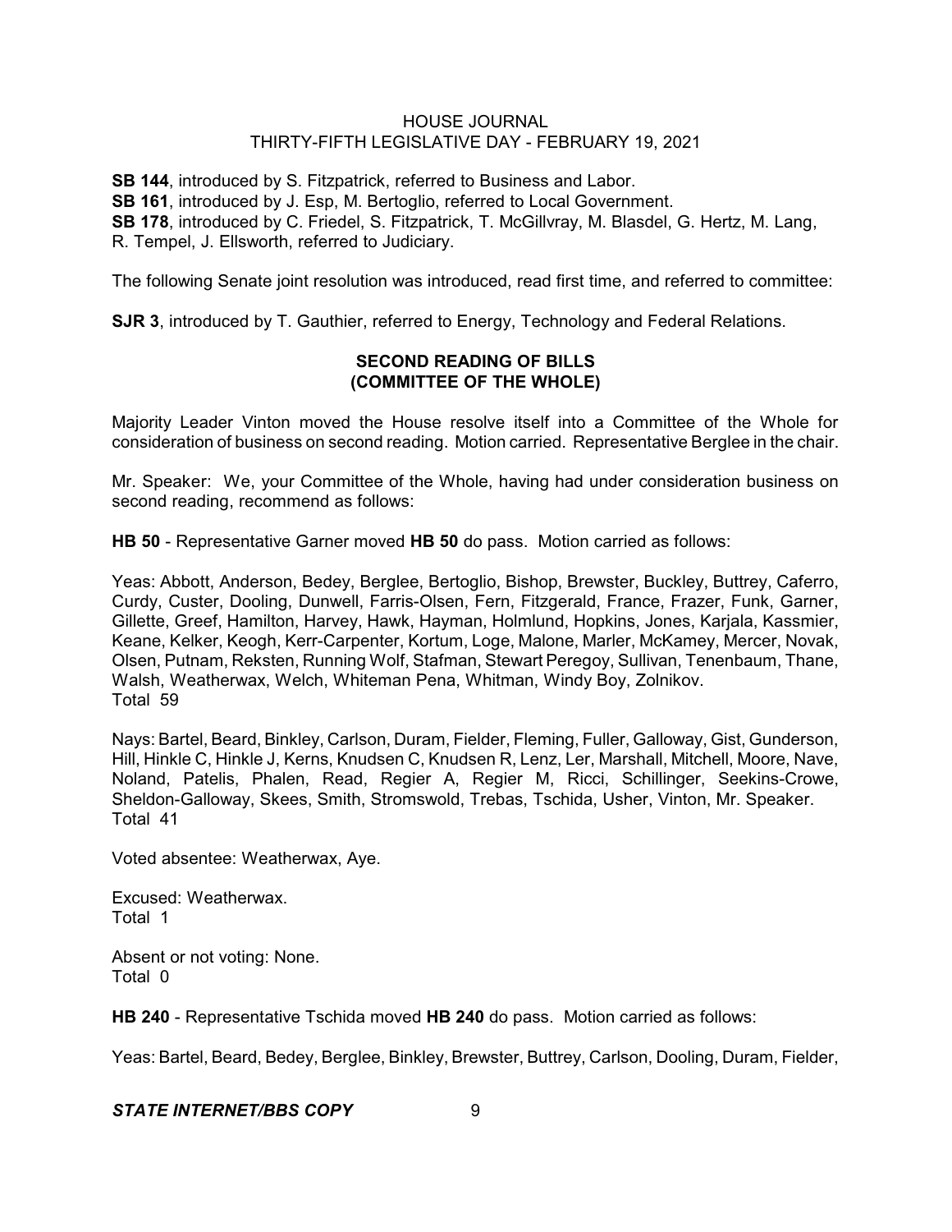**SB 144**, introduced by S. Fitzpatrick, referred to Business and Labor.
**SB 161**, introduced by J. Esp, M. Bertoglio, referred to Local Government.
**SB 178**, introduced by C. Friedel, S. Fitzpatrick, T. McGillvray, M. Blasdel, G. Hertz, M. Lang, R. Tempel, J. Ellsworth, referred to Judiciary.

The following Senate joint resolution was introduced, read first time, and referred to committee:

**SJR 3**, introduced by T. Gauthier, referred to Energy, Technology and Federal Relations.

## SECOND READING OF BILLS (COMMITTEE OF THE WHOLE)

Majority Leader Vinton moved the House resolve itself into a Committee of the Whole for consideration of business on second reading. Motion carried. Representative Berglee in the chair.

Mr. Speaker: We, your Committee of the Whole, having had under consideration business on second reading, recommend as follows:

**HB 50** - Representative Garner moved **HB 50** do pass. Motion carried as follows:

Yeas: Abbott, Anderson, Bedey, Berglee, Bertoglio, Bishop, Brewster, Buckley, Buttrey, Caferro, Curdy, Custer, Dooling, Dunwell, Farris-Olsen, Fern, Fitzgerald, France, Frazer, Funk, Garner, Gillette, Greef, Hamilton, Harvey, Hawk, Hayman, Holmlund, Hopkins, Jones, Karjala, Kassmier, Keane, Kelker, Keogh, Kerr-Carpenter, Kortum, Loge, Malone, Marler, McKamey, Mercer, Novak, Olsen, Putnam, Reksten, Running Wolf, Stafman, Stewart Peregoy, Sullivan, Tenenbaum, Thane, Walsh, Weatherwax, Welch, Whiteman Pena, Whitman, Windy Boy, Zolnikov.
Total 59

Nays: Bartel, Beard, Binkley, Carlson, Duram, Fielder, Fleming, Fuller, Galloway, Gist, Gunderson, Hill, Hinkle C, Hinkle J, Kerns, Knudsen C, Knudsen R, Lenz, Ler, Marshall, Mitchell, Moore, Nave, Noland, Patelis, Phalen, Read, Regier A, Regier M, Ricci, Schillinger, Seekins-Crowe, Sheldon-Galloway, Skees, Smith, Stromswold, Trebas, Tschida, Usher, Vinton, Mr. Speaker.
Total 41

Voted absentee: Weatherwax, Aye.

Excused: Weatherwax.
Total 1

Absent or not voting: None.
Total 0

**HB 240** - Representative Tschida moved **HB 240** do pass. Motion carried as follows:

Yeas: Bartel, Beard, Bedey, Berglee, Binkley, Brewster, Buttrey, Carlson, Dooling, Duram, Fielder,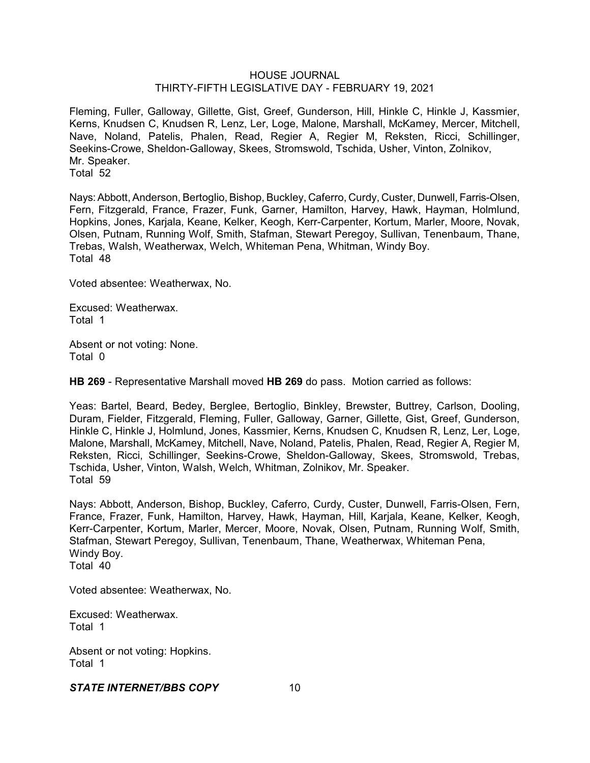Fleming, Fuller, Galloway, Gillette, Gist, Greef, Gunderson, Hill, Hinkle C, Hinkle J, Kassmier, Kerns, Knudsen C, Knudsen R, Lenz, Ler, Loge, Malone, Marshall, McKamey, Mercer, Mitchell, Nave, Noland, Patelis, Phalen, Read, Regier A, Regier M, Reksten, Ricci, Schillinger, Seekins-Crowe, Sheldon-Galloway, Skees, Stromswold, Tschida, Usher, Vinton, Zolnikov, Mr. Speaker.
Total 52

Nays: Abbott, Anderson, Bertoglio, Bishop, Buckley, Caferro, Curdy, Custer, Dunwell, Farris-Olsen, Fern, Fitzgerald, France, Frazer, Funk, Garner, Hamilton, Harvey, Hawk, Hayman, Holmlund, Hopkins, Jones, Karjala, Keane, Kelker, Keogh, Kerr-Carpenter, Kortum, Marler, Moore, Novak, Olsen, Putnam, Running Wolf, Smith, Stafman, Stewart Peregoy, Sullivan, Tenenbaum, Thane, Trebas, Walsh, Weatherwax, Welch, Whiteman Pena, Whitman, Windy Boy.
Total 48

Voted absentee: Weatherwax, No.

Excused: Weatherwax.
Total 1

Absent or not voting: None.
Total 0

**HB 269** - Representative Marshall moved **HB 269** do pass. Motion carried as follows:

Yeas: Bartel, Beard, Bedey, Berglee, Bertoglio, Binkley, Brewster, Buttrey, Carlson, Dooling, Duram, Fielder, Fitzgerald, Fleming, Fuller, Galloway, Garner, Gillette, Gist, Greef, Gunderson, Hinkle C, Hinkle J, Holmlund, Jones, Kassmier, Kerns, Knudsen C, Knudsen R, Lenz, Ler, Loge, Malone, Marshall, McKamey, Mitchell, Nave, Noland, Patelis, Phalen, Read, Regier A, Regier M, Reksten, Ricci, Schillinger, Seekins-Crowe, Sheldon-Galloway, Skees, Stromswold, Trebas, Tschida, Usher, Vinton, Walsh, Welch, Whitman, Zolnikov, Mr. Speaker.
Total 59

Nays: Abbott, Anderson, Bishop, Buckley, Caferro, Curdy, Custer, Dunwell, Farris-Olsen, Fern, France, Frazer, Funk, Hamilton, Harvey, Hawk, Hayman, Hill, Karjala, Keane, Kelker, Keogh, Kerr-Carpenter, Kortum, Marler, Mercer, Moore, Novak, Olsen, Putnam, Running Wolf, Smith, Stafman, Stewart Peregoy, Sullivan, Tenenbaum, Thane, Weatherwax, Whiteman Pena, Windy Boy.
Total 40

Voted absentee: Weatherwax, No.

Excused: Weatherwax.
Total 1

Absent or not voting: Hopkins.
Total 1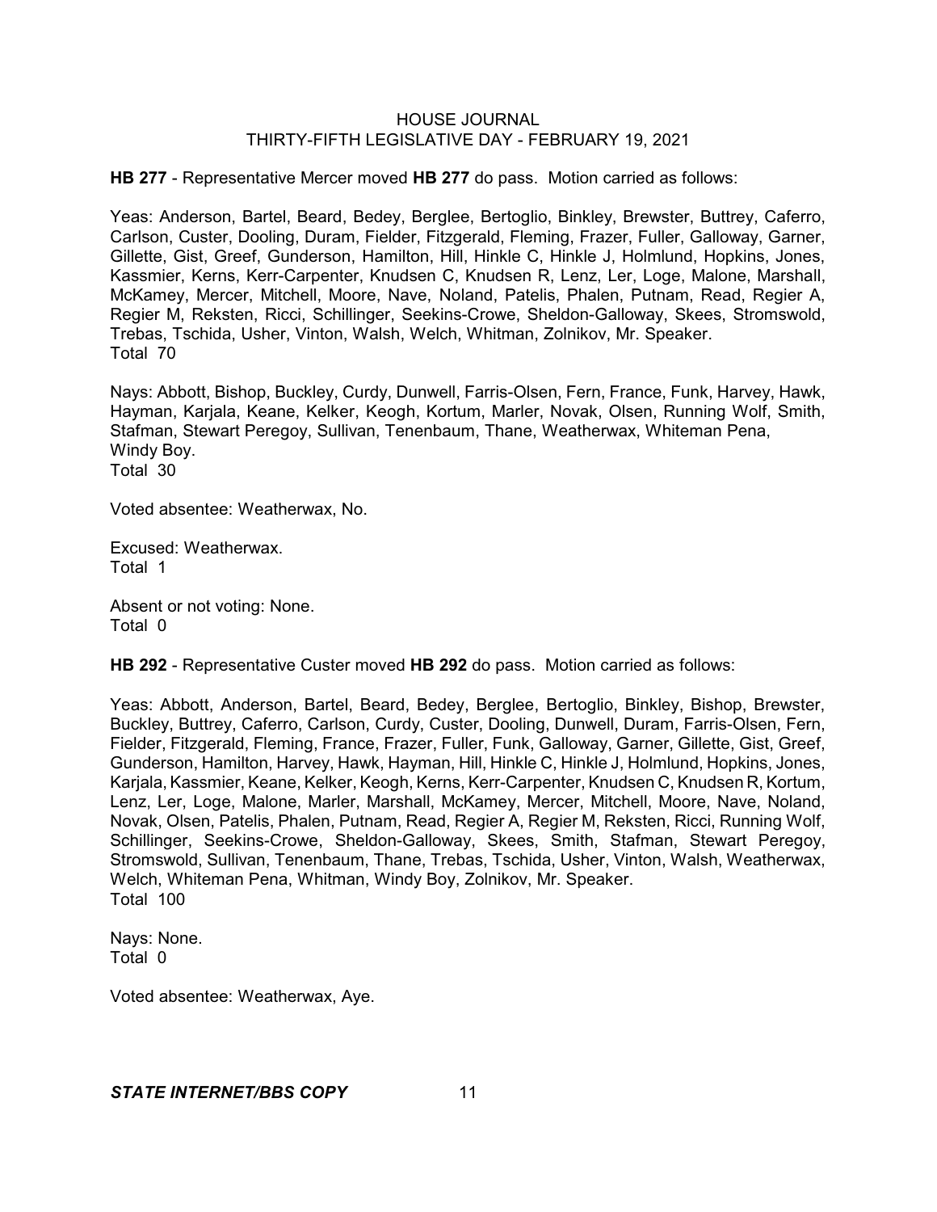**HB 277** - Representative Mercer moved **HB 277** do pass. Motion carried as follows:

Yeas: Anderson, Bartel, Beard, Bedey, Berglee, Bertoglio, Binkley, Brewster, Buttrey, Caferro, Carlson, Custer, Dooling, Duram, Fielder, Fitzgerald, Fleming, Frazer, Fuller, Galloway, Garner, Gillette, Gist, Greef, Gunderson, Hamilton, Hill, Hinkle C, Hinkle J, Holmlund, Hopkins, Jones, Kassmier, Kerns, Kerr-Carpenter, Knudsen C, Knudsen R, Lenz, Ler, Loge, Malone, Marshall, McKamey, Mercer, Mitchell, Moore, Nave, Noland, Patelis, Phalen, Putnam, Read, Regier A, Regier M, Reksten, Ricci, Schillinger, Seekins-Crowe, Sheldon-Galloway, Skees, Stromswold, Trebas, Tschida, Usher, Vinton, Walsh, Welch, Whitman, Zolnikov, Mr. Speaker.
Total 70

Nays: Abbott, Bishop, Buckley, Curdy, Dunwell, Farris-Olsen, Fern, France, Funk, Harvey, Hawk, Hayman, Karjala, Keane, Kelker, Keogh, Kortum, Marler, Novak, Olsen, Running Wolf, Smith, Stafman, Stewart Peregoy, Sullivan, Tenenbaum, Thane, Weatherwax, Whiteman Pena, Windy Boy.
Total 30

Voted absentee: Weatherwax, No.

Excused: Weatherwax.
Total 1

Absent or not voting: None.
Total 0

**HB 292** - Representative Custer moved **HB 292** do pass. Motion carried as follows:

Yeas: Abbott, Anderson, Bartel, Beard, Bedey, Berglee, Bertoglio, Binkley, Bishop, Brewster, Buckley, Buttrey, Caferro, Carlson, Curdy, Custer, Dooling, Dunwell, Duram, Farris-Olsen, Fern, Fielder, Fitzgerald, Fleming, France, Frazer, Fuller, Funk, Galloway, Garner, Gillette, Gist, Greef, Gunderson, Hamilton, Harvey, Hawk, Hayman, Hill, Hinkle C, Hinkle J, Holmlund, Hopkins, Jones, Karjala, Kassmier, Keane, Kelker, Keogh, Kerns, Kerr-Carpenter, Knudsen C, Knudsen R, Kortum, Lenz, Ler, Loge, Malone, Marler, Marshall, McKamey, Mercer, Mitchell, Moore, Nave, Noland, Novak, Olsen, Patelis, Phalen, Putnam, Read, Regier A, Regier M, Reksten, Ricci, Running Wolf, Schillinger, Seekins-Crowe, Sheldon-Galloway, Skees, Smith, Stafman, Stewart Peregoy, Stromswold, Sullivan, Tenenbaum, Thane, Trebas, Tschida, Usher, Vinton, Walsh, Weatherwax, Welch, Whiteman Pena, Whitman, Windy Boy, Zolnikov, Mr. Speaker.
Total 100

Nays: None.
Total 0

Voted absentee: Weatherwax, Aye.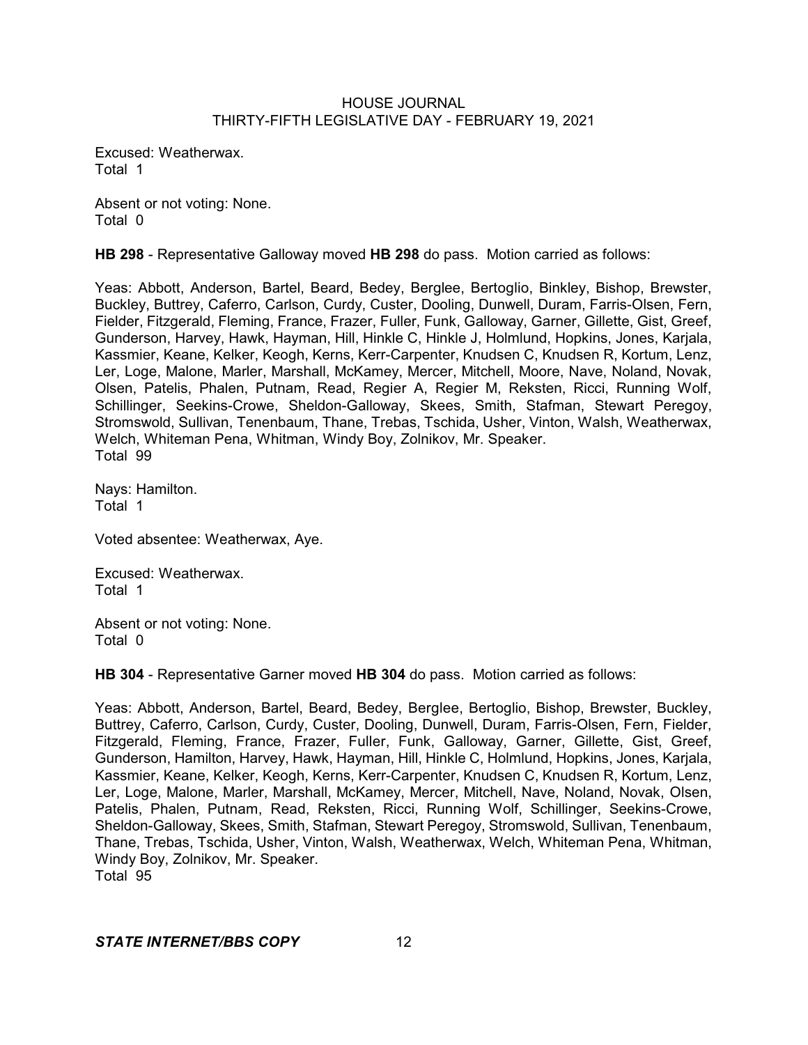Excused: Weatherwax.
Total 1

Absent or not voting: None.
Total 0

**HB 298** - Representative Galloway moved **HB 298** do pass. Motion carried as follows:

Yeas: Abbott, Anderson, Bartel, Beard, Bedey, Berglee, Bertoglio, Binkley, Bishop, Brewster, Buckley, Buttrey, Caferro, Carlson, Curdy, Custer, Dooling, Dunwell, Duram, Farris-Olsen, Fern, Fielder, Fitzgerald, Fleming, France, Frazer, Fuller, Funk, Galloway, Garner, Gillette, Gist, Greef, Gunderson, Harvey, Hawk, Hayman, Hill, Hinkle C, Hinkle J, Holmlund, Hopkins, Jones, Karjala, Kassmier, Keane, Kelker, Keogh, Kerns, Kerr-Carpenter, Knudsen C, Knudsen R, Kortum, Lenz, Ler, Loge, Malone, Marler, Marshall, McKamey, Mercer, Mitchell, Moore, Nave, Noland, Novak, Olsen, Patelis, Phalen, Putnam, Read, Regier A, Regier M, Reksten, Ricci, Running Wolf, Schillinger, Seekins-Crowe, Sheldon-Galloway, Skees, Smith, Stafman, Stewart Peregoy, Stromswold, Sullivan, Tenenbaum, Thane, Trebas, Tschida, Usher, Vinton, Walsh, Weatherwax, Welch, Whiteman Pena, Whitman, Windy Boy, Zolnikov, Mr. Speaker.
Total 99

Nays: Hamilton.
Total 1

Voted absentee: Weatherwax, Aye.

Excused: Weatherwax.
Total 1

Absent or not voting: None.
Total 0

**HB 304** - Representative Garner moved **HB 304** do pass. Motion carried as follows:

Yeas: Abbott, Anderson, Bartel, Beard, Bedey, Berglee, Bertoglio, Bishop, Brewster, Buckley, Buttrey, Caferro, Carlson, Curdy, Custer, Dooling, Dunwell, Duram, Farris-Olsen, Fern, Fielder, Fitzgerald, Fleming, France, Frazer, Fuller, Funk, Galloway, Garner, Gillette, Gist, Greef, Gunderson, Hamilton, Harvey, Hawk, Hayman, Hill, Hinkle C, Holmlund, Hopkins, Jones, Karjala, Kassmier, Keane, Kelker, Keogh, Kerns, Kerr-Carpenter, Knudsen C, Knudsen R, Kortum, Lenz, Ler, Loge, Malone, Marler, Marshall, McKamey, Mercer, Mitchell, Nave, Noland, Novak, Olsen, Patelis, Phalen, Putnam, Read, Reksten, Ricci, Running Wolf, Schillinger, Seekins-Crowe, Sheldon-Galloway, Skees, Smith, Stafman, Stewart Peregoy, Stromswold, Sullivan, Tenenbaum, Thane, Trebas, Tschida, Usher, Vinton, Walsh, Weatherwax, Welch, Whiteman Pena, Whitman, Windy Boy, Zolnikov, Mr. Speaker.
Total 95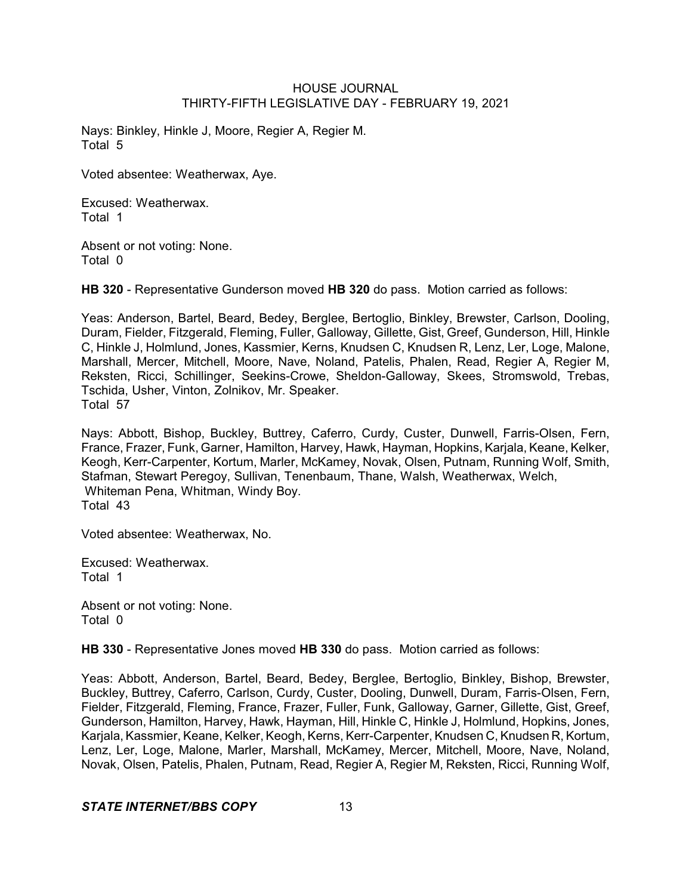Nays: Binkley, Hinkle J, Moore, Regier A, Regier M.
Total 5

Voted absentee: Weatherwax, Aye.

Excused: Weatherwax.
Total 1

Absent or not voting: None.
Total 0

**HB 320** - Representative Gunderson moved **HB 320** do pass. Motion carried as follows:

Yeas: Anderson, Bartel, Beard, Bedey, Berglee, Bertoglio, Binkley, Brewster, Carlson, Dooling, Duram, Fielder, Fitzgerald, Fleming, Fuller, Galloway, Gillette, Gist, Greef, Gunderson, Hill, Hinkle C, Hinkle J, Holmlund, Jones, Kassmier, Kerns, Knudsen C, Knudsen R, Lenz, Ler, Loge, Malone, Marshall, Mercer, Mitchell, Moore, Nave, Noland, Patelis, Phalen, Read, Regier A, Regier M, Reksten, Ricci, Schillinger, Seekins-Crowe, Sheldon-Galloway, Skees, Stromswold, Trebas, Tschida, Usher, Vinton, Zolnikov, Mr. Speaker.
Total 57

Nays: Abbott, Bishop, Buckley, Buttrey, Caferro, Curdy, Custer, Dunwell, Farris-Olsen, Fern, France, Frazer, Funk, Garner, Hamilton, Harvey, Hawk, Hayman, Hopkins, Karjala, Keane, Kelker, Keogh, Kerr-Carpenter, Kortum, Marler, McKamey, Novak, Olsen, Putnam, Running Wolf, Smith, Stafman, Stewart Peregoy, Sullivan, Tenenbaum, Thane, Walsh, Weatherwax, Welch, Whiteman Pena, Whitman, Windy Boy.
Total 43

Voted absentee: Weatherwax, No.

Excused: Weatherwax.
Total 1

Absent or not voting: None.
Total 0

**HB 330** - Representative Jones moved **HB 330** do pass. Motion carried as follows:

Yeas: Abbott, Anderson, Bartel, Beard, Bedey, Berglee, Bertoglio, Binkley, Bishop, Brewster, Buckley, Buttrey, Caferro, Carlson, Curdy, Custer, Dooling, Dunwell, Duram, Farris-Olsen, Fern, Fielder, Fitzgerald, Fleming, France, Frazer, Fuller, Funk, Galloway, Garner, Gillette, Gist, Greef, Gunderson, Hamilton, Harvey, Hawk, Hayman, Hill, Hinkle C, Hinkle J, Holmlund, Hopkins, Jones, Karjala, Kassmier, Keane, Kelker, Keogh, Kerns, Kerr-Carpenter, Knudsen C, Knudsen R, Kortum, Lenz, Ler, Loge, Malone, Marler, Marshall, McKamey, Mercer, Mitchell, Moore, Nave, Noland, Novak, Olsen, Patelis, Phalen, Putnam, Read, Regier A, Regier M, Reksten, Ricci, Running Wolf,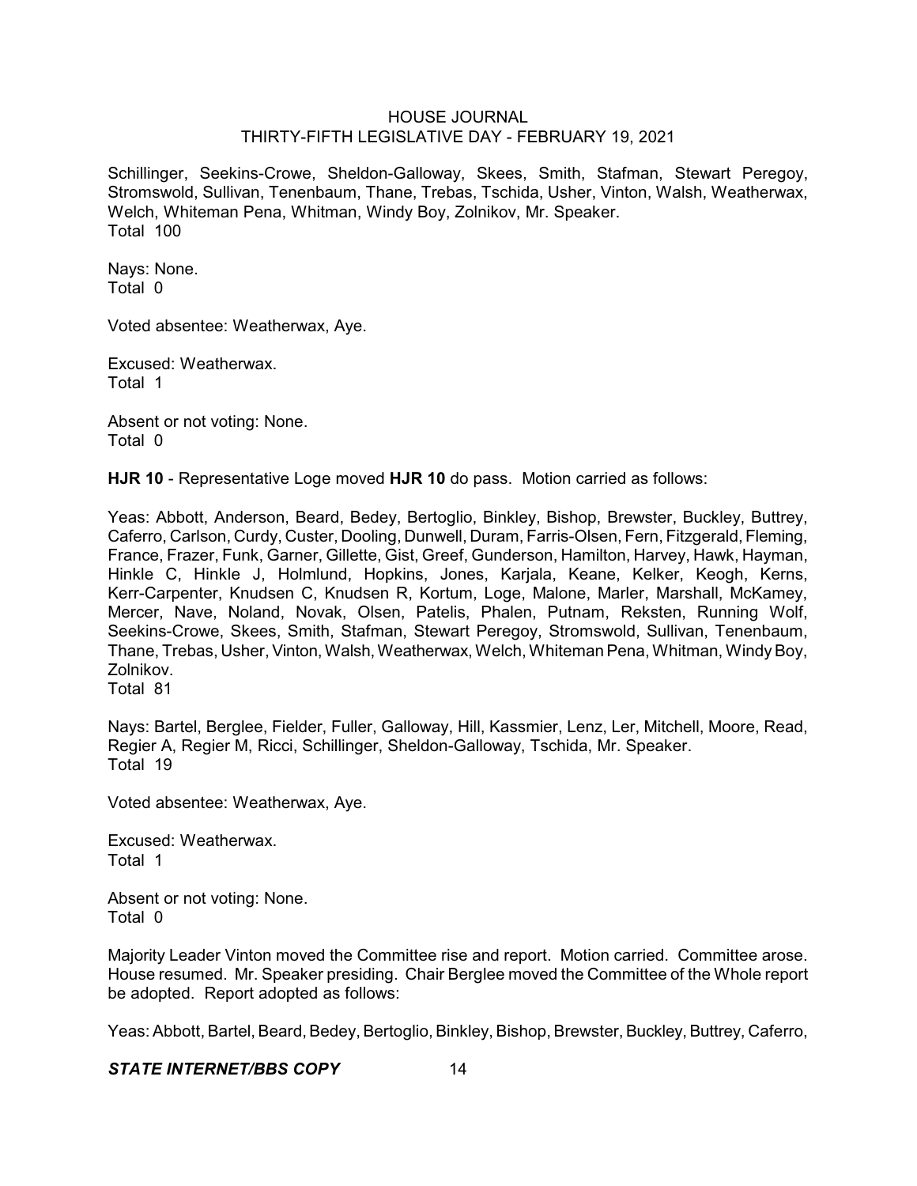Schillinger, Seekins-Crowe, Sheldon-Galloway, Skees, Smith, Stafman, Stewart Peregoy, Stromswold, Sullivan, Tenenbaum, Thane, Trebas, Tschida, Usher, Vinton, Walsh, Weatherwax, Welch, Whiteman Pena, Whitman, Windy Boy, Zolnikov, Mr. Speaker.
Total 100

Nays: None.
Total 0

Voted absentee: Weatherwax, Aye.

Excused: Weatherwax.
Total 1

Absent or not voting: None.
Total 0

**HJR 10** - Representative Loge moved **HJR 10** do pass. Motion carried as follows:

Yeas: Abbott, Anderson, Beard, Bedey, Bertoglio, Binkley, Bishop, Brewster, Buckley, Buttrey, Caferro, Carlson, Curdy, Custer, Dooling, Dunwell, Duram, Farris-Olsen, Fern, Fitzgerald, Fleming, France, Frazer, Funk, Garner, Gillette, Gist, Greef, Gunderson, Hamilton, Harvey, Hawk, Hayman, Hinkle C, Hinkle J, Holmlund, Hopkins, Jones, Karjala, Keane, Kelker, Keogh, Kerns, Kerr-Carpenter, Knudsen C, Knudsen R, Kortum, Loge, Malone, Marler, Marshall, McKamey, Mercer, Nave, Noland, Novak, Olsen, Patelis, Phalen, Putnam, Reksten, Running Wolf, Seekins-Crowe, Skees, Smith, Stafman, Stewart Peregoy, Stromswold, Sullivan, Tenenbaum, Thane, Trebas, Usher, Vinton, Walsh, Weatherwax, Welch, Whiteman Pena, Whitman, Windy Boy, Zolnikov.
Total 81

Nays: Bartel, Berglee, Fielder, Fuller, Galloway, Hill, Kassmier, Lenz, Ler, Mitchell, Moore, Read, Regier A, Regier M, Ricci, Schillinger, Sheldon-Galloway, Tschida, Mr. Speaker.
Total 19

Voted absentee: Weatherwax, Aye.

Excused: Weatherwax.
Total 1

Absent or not voting: None.
Total 0

Majority Leader Vinton moved the Committee rise and report. Motion carried. Committee arose. House resumed. Mr. Speaker presiding. Chair Berglee moved the Committee of the Whole report be adopted. Report adopted as follows:

Yeas: Abbott, Bartel, Beard, Bedey, Bertoglio, Binkley, Bishop, Brewster, Buckley, Buttrey, Caferro,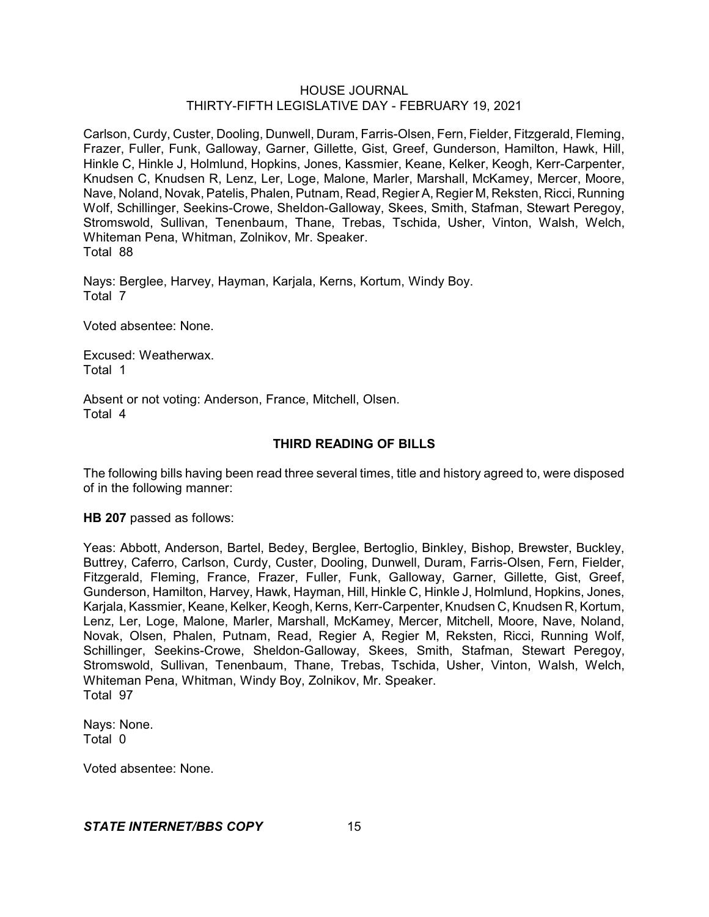Carlson, Curdy, Custer, Dooling, Dunwell, Duram, Farris-Olsen, Fern, Fielder, Fitzgerald, Fleming, Frazer, Fuller, Funk, Galloway, Garner, Gillette, Gist, Greef, Gunderson, Hamilton, Hawk, Hill, Hinkle C, Hinkle J, Holmlund, Hopkins, Jones, Kassmier, Keane, Kelker, Keogh, Kerr-Carpenter, Knudsen C, Knudsen R, Lenz, Ler, Loge, Malone, Marler, Marshall, McKamey, Mercer, Moore, Nave, Noland, Novak, Patelis, Phalen, Putnam, Read, Regier A, Regier M, Reksten, Ricci, Running Wolf, Schillinger, Seekins-Crowe, Sheldon-Galloway, Skees, Smith, Stafman, Stewart Peregoy, Stromswold, Sullivan, Tenenbaum, Thane, Trebas, Tschida, Usher, Vinton, Walsh, Welch, Whiteman Pena, Whitman, Zolnikov, Mr. Speaker.
Total 88

Nays: Berglee, Harvey, Hayman, Karjala, Kerns, Kortum, Windy Boy.
Total 7

Voted absentee: None.

Excused: Weatherwax.
Total 1

Absent or not voting: Anderson, France, Mitchell, Olsen.
Total 4

## THIRD READING OF BILLS

The following bills having been read three several times, title and history agreed to, were disposed of in the following manner:

**HB 207** passed as follows:

Yeas: Abbott, Anderson, Bartel, Bedey, Berglee, Bertoglio, Binkley, Bishop, Brewster, Buckley, Buttrey, Caferro, Carlson, Curdy, Custer, Dooling, Dunwell, Duram, Farris-Olsen, Fern, Fielder, Fitzgerald, Fleming, France, Frazer, Fuller, Funk, Galloway, Garner, Gillette, Gist, Greef, Gunderson, Hamilton, Harvey, Hawk, Hayman, Hill, Hinkle C, Hinkle J, Holmlund, Hopkins, Jones, Karjala, Kassmier, Keane, Kelker, Keogh, Kerns, Kerr-Carpenter, Knudsen C, Knudsen R, Kortum, Lenz, Ler, Loge, Malone, Marler, Marshall, McKamey, Mercer, Mitchell, Moore, Nave, Noland, Novak, Olsen, Phalen, Putnam, Read, Regier A, Regier M, Reksten, Ricci, Running Wolf, Schillinger, Seekins-Crowe, Sheldon-Galloway, Skees, Smith, Stafman, Stewart Peregoy, Stromswold, Sullivan, Tenenbaum, Thane, Trebas, Tschida, Usher, Vinton, Walsh, Welch, Whiteman Pena, Whitman, Windy Boy, Zolnikov, Mr. Speaker.
Total 97

Nays: None.
Total 0

Voted absentee: None.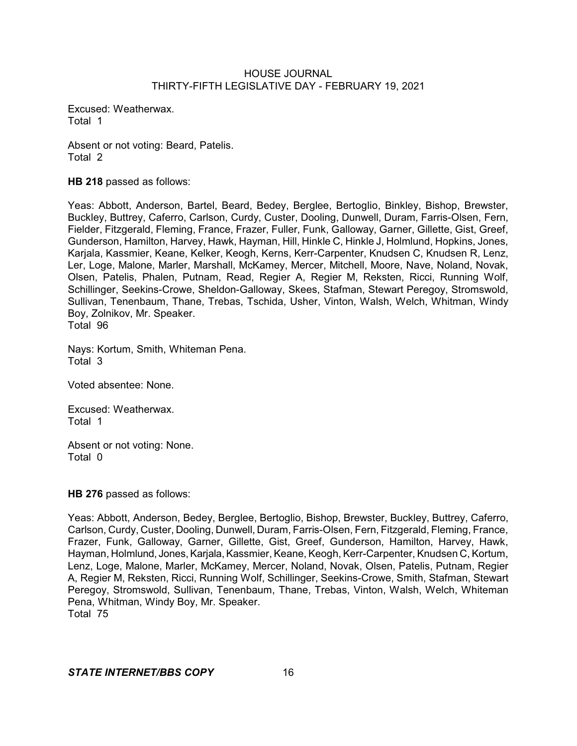Excused: Weatherwax.
Total 1

Absent or not voting: Beard, Patelis.
Total 2

**HB 218** passed as follows:

Yeas: Abbott, Anderson, Bartel, Beard, Bedey, Berglee, Bertoglio, Binkley, Bishop, Brewster, Buckley, Buttrey, Caferro, Carlson, Curdy, Custer, Dooling, Dunwell, Duram, Farris-Olsen, Fern, Fielder, Fitzgerald, Fleming, France, Frazer, Fuller, Funk, Galloway, Garner, Gillette, Gist, Greef, Gunderson, Hamilton, Harvey, Hawk, Hayman, Hill, Hinkle C, Hinkle J, Holmlund, Hopkins, Jones, Karjala, Kassmier, Keane, Kelker, Keogh, Kerns, Kerr-Carpenter, Knudsen C, Knudsen R, Lenz, Ler, Loge, Malone, Marler, Marshall, McKamey, Mercer, Mitchell, Moore, Nave, Noland, Novak, Olsen, Patelis, Phalen, Putnam, Read, Regier A, Regier M, Reksten, Ricci, Running Wolf, Schillinger, Seekins-Crowe, Sheldon-Galloway, Skees, Stafman, Stewart Peregoy, Stromswold, Sullivan, Tenenbaum, Thane, Trebas, Tschida, Usher, Vinton, Walsh, Welch, Whitman, Windy Boy, Zolnikov, Mr. Speaker.
Total 96

Nays: Kortum, Smith, Whiteman Pena.
Total 3

Voted absentee: None.

Excused: Weatherwax.
Total 1

Absent or not voting: None.
Total 0

**HB 276** passed as follows:

Yeas: Abbott, Anderson, Bedey, Berglee, Bertoglio, Bishop, Brewster, Buckley, Buttrey, Caferro, Carlson, Curdy, Custer, Dooling, Dunwell, Duram, Farris-Olsen, Fern, Fitzgerald, Fleming, France, Frazer, Funk, Galloway, Garner, Gillette, Gist, Greef, Gunderson, Hamilton, Harvey, Hawk, Hayman, Holmlund, Jones, Karjala, Kassmier, Keane, Keogh, Kerr-Carpenter, Knudsen C, Kortum, Lenz, Loge, Malone, Marler, McKamey, Mercer, Noland, Novak, Olsen, Patelis, Putnam, Regier A, Regier M, Reksten, Ricci, Running Wolf, Schillinger, Seekins-Crowe, Smith, Stafman, Stewart Peregoy, Stromswold, Sullivan, Tenenbaum, Thane, Trebas, Vinton, Walsh, Welch, Whiteman Pena, Whitman, Windy Boy, Mr. Speaker.
Total 75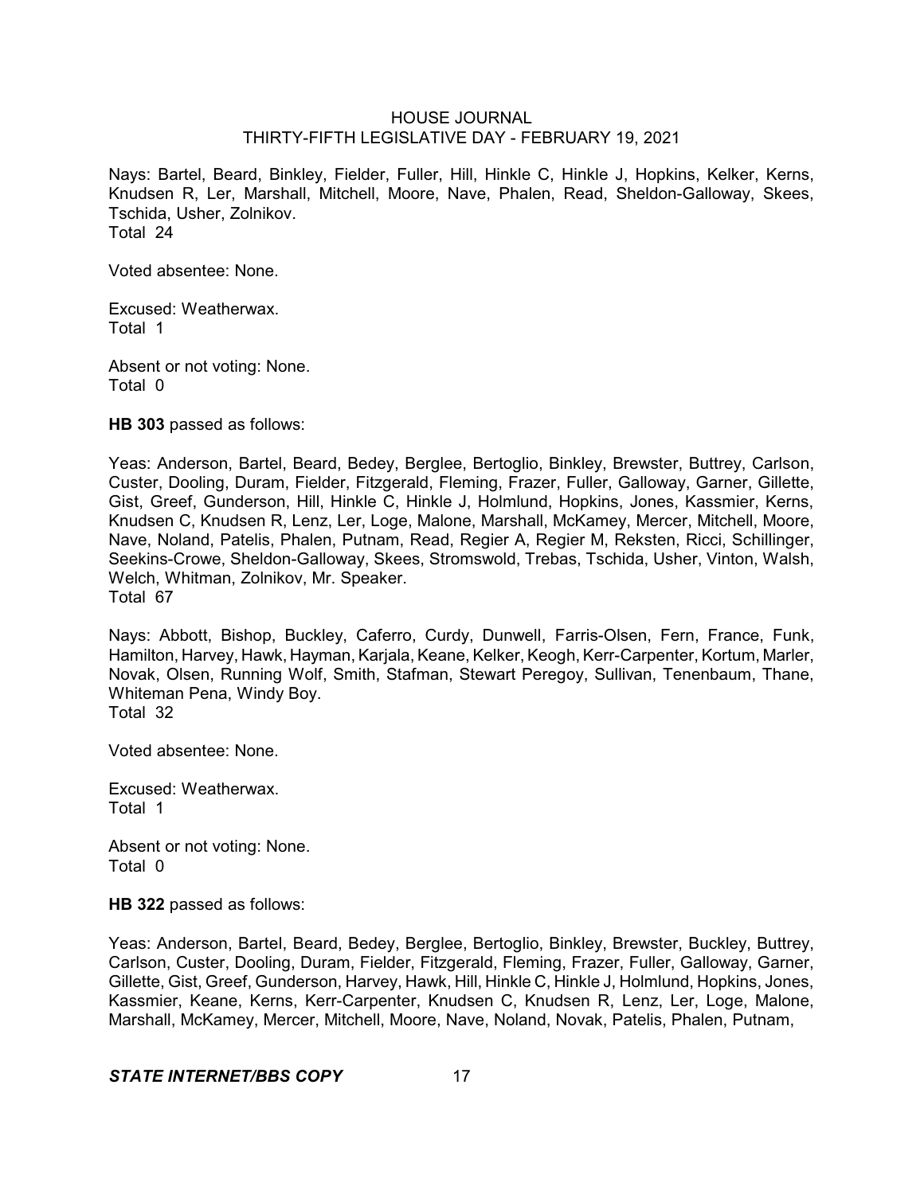Nays: Bartel, Beard, Binkley, Fielder, Fuller, Hill, Hinkle C, Hinkle J, Hopkins, Kelker, Kerns, Knudsen R, Ler, Marshall, Mitchell, Moore, Nave, Phalen, Read, Sheldon-Galloway, Skees, Tschida, Usher, Zolnikov.
Total 24

Voted absentee: None.

Excused: Weatherwax.
Total 1

Absent or not voting: None.
Total 0

**HB 303** passed as follows:

Yeas: Anderson, Bartel, Beard, Bedey, Berglee, Bertoglio, Binkley, Brewster, Buttrey, Carlson, Custer, Dooling, Duram, Fielder, Fitzgerald, Fleming, Frazer, Fuller, Galloway, Garner, Gillette, Gist, Greef, Gunderson, Hill, Hinkle C, Hinkle J, Holmlund, Hopkins, Jones, Kassmier, Kerns, Knudsen C, Knudsen R, Lenz, Ler, Loge, Malone, Marshall, McKamey, Mercer, Mitchell, Moore, Nave, Noland, Patelis, Phalen, Putnam, Read, Regier A, Regier M, Reksten, Ricci, Schillinger, Seekins-Crowe, Sheldon-Galloway, Skees, Stromswold, Trebas, Tschida, Usher, Vinton, Walsh, Welch, Whitman, Zolnikov, Mr. Speaker.
Total 67

Nays: Abbott, Bishop, Buckley, Caferro, Curdy, Dunwell, Farris-Olsen, Fern, France, Funk, Hamilton, Harvey, Hawk, Hayman, Karjala, Keane, Kelker, Keogh, Kerr-Carpenter, Kortum, Marler, Novak, Olsen, Running Wolf, Smith, Stafman, Stewart Peregoy, Sullivan, Tenenbaum, Thane, Whiteman Pena, Windy Boy.
Total 32

Voted absentee: None.

Excused: Weatherwax.
Total 1

Absent or not voting: None.
Total 0

**HB 322** passed as follows:

Yeas: Anderson, Bartel, Beard, Bedey, Berglee, Bertoglio, Binkley, Brewster, Buckley, Buttrey, Carlson, Custer, Dooling, Duram, Fielder, Fitzgerald, Fleming, Frazer, Fuller, Galloway, Garner, Gillette, Gist, Greef, Gunderson, Harvey, Hawk, Hill, Hinkle C, Hinkle J, Holmlund, Hopkins, Jones, Kassmier, Keane, Kerns, Kerr-Carpenter, Knudsen C, Knudsen R, Lenz, Ler, Loge, Malone, Marshall, McKamey, Mercer, Mitchell, Moore, Nave, Noland, Novak, Patelis, Phalen, Putnam,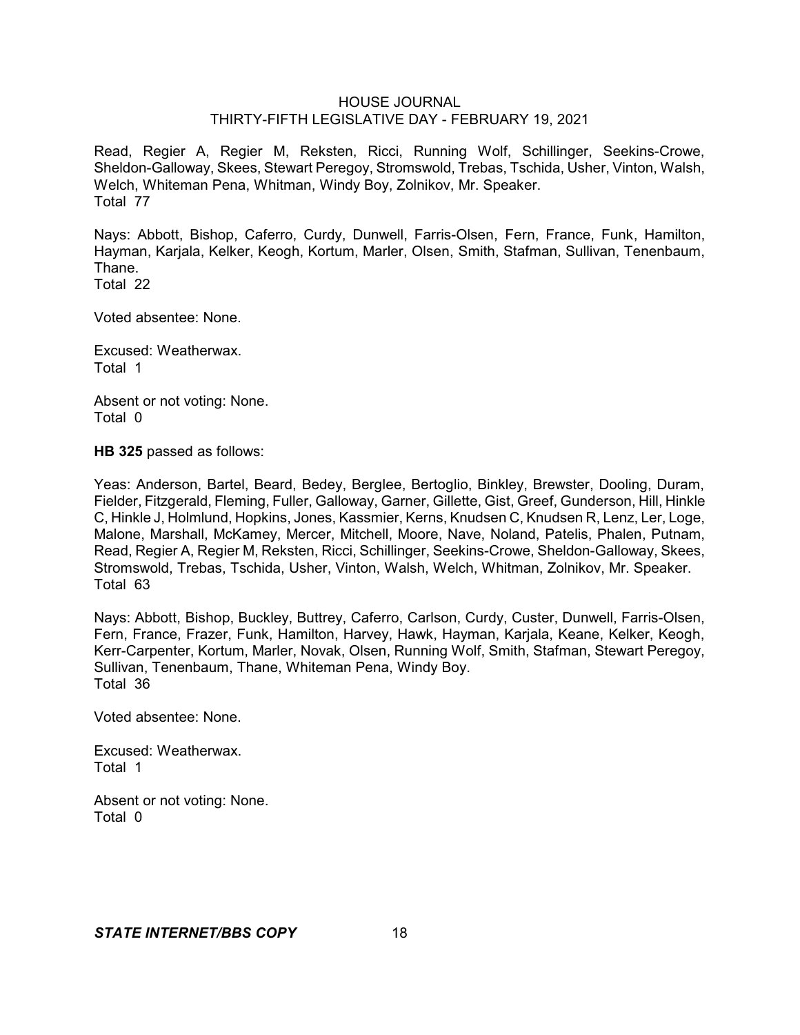Read, Regier A, Regier M, Reksten, Ricci, Running Wolf, Schillinger, Seekins-Crowe, Sheldon-Galloway, Skees, Stewart Peregoy, Stromswold, Trebas, Tschida, Usher, Vinton, Walsh, Welch, Whiteman Pena, Whitman, Windy Boy, Zolnikov, Mr. Speaker.
Total 77

Nays: Abbott, Bishop, Caferro, Curdy, Dunwell, Farris-Olsen, Fern, France, Funk, Hamilton, Hayman, Karjala, Kelker, Keogh, Kortum, Marler, Olsen, Smith, Stafman, Sullivan, Tenenbaum, Thane.
Total 22

Voted absentee: None.

Excused: Weatherwax.
Total 1

Absent or not voting: None.
Total 0

**HB 325** passed as follows:

Yeas: Anderson, Bartel, Beard, Bedey, Berglee, Bertoglio, Binkley, Brewster, Dooling, Duram, Fielder, Fitzgerald, Fleming, Fuller, Galloway, Garner, Gillette, Gist, Greef, Gunderson, Hill, Hinkle C, Hinkle J, Holmlund, Hopkins, Jones, Kassmier, Kerns, Knudsen C, Knudsen R, Lenz, Ler, Loge, Malone, Marshall, McKamey, Mercer, Mitchell, Moore, Nave, Noland, Patelis, Phalen, Putnam, Read, Regier A, Regier M, Reksten, Ricci, Schillinger, Seekins-Crowe, Sheldon-Galloway, Skees, Stromswold, Trebas, Tschida, Usher, Vinton, Walsh, Welch, Whitman, Zolnikov, Mr. Speaker.
Total 63

Nays: Abbott, Bishop, Buckley, Buttrey, Caferro, Carlson, Curdy, Custer, Dunwell, Farris-Olsen, Fern, France, Frazer, Funk, Hamilton, Harvey, Hawk, Hayman, Karjala, Keane, Kelker, Keogh, Kerr-Carpenter, Kortum, Marler, Novak, Olsen, Running Wolf, Smith, Stafman, Stewart Peregoy, Sullivan, Tenenbaum, Thane, Whiteman Pena, Windy Boy.
Total 36

Voted absentee: None.

Excused: Weatherwax.
Total 1

Absent or not voting: None.
Total 0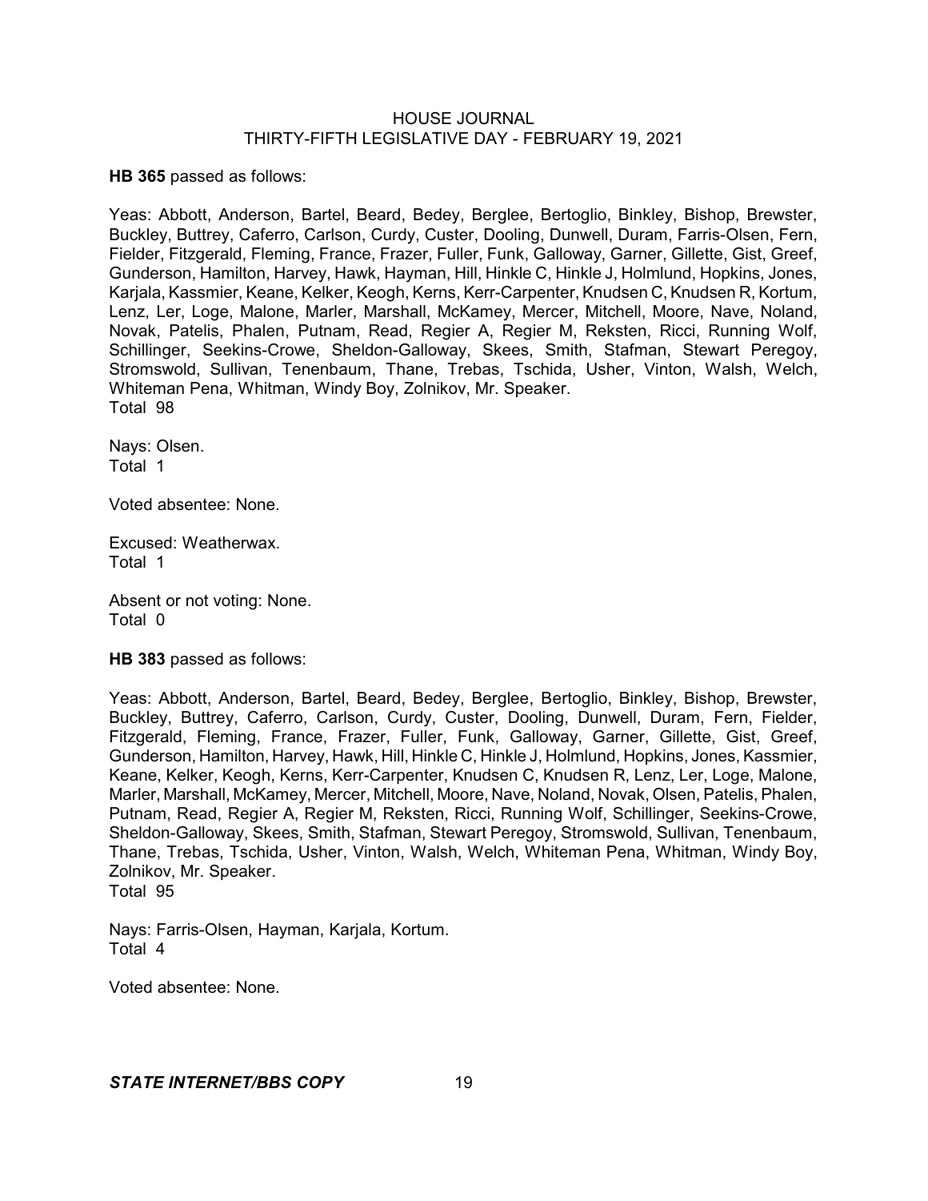**HB 365** passed as follows:

Yeas: Abbott, Anderson, Bartel, Beard, Bedey, Berglee, Bertoglio, Binkley, Bishop, Brewster, Buckley, Buttrey, Caferro, Carlson, Curdy, Custer, Dooling, Dunwell, Duram, Farris-Olsen, Fern, Fielder, Fitzgerald, Fleming, France, Frazer, Fuller, Funk, Galloway, Garner, Gillette, Gist, Greef, Gunderson, Hamilton, Harvey, Hawk, Hayman, Hill, Hinkle C, Hinkle J, Holmlund, Hopkins, Jones, Karjala, Kassmier, Keane, Kelker, Keogh, Kerns, Kerr-Carpenter, Knudsen C, Knudsen R, Kortum, Lenz, Ler, Loge, Malone, Marler, Marshall, McKamey, Mercer, Mitchell, Moore, Nave, Noland, Novak, Patelis, Phalen, Putnam, Read, Regier A, Regier M, Reksten, Ricci, Running Wolf, Schillinger, Seekins-Crowe, Sheldon-Galloway, Skees, Smith, Stafman, Stewart Peregoy, Stromswold, Sullivan, Tenenbaum, Thane, Trebas, Tschida, Usher, Vinton, Walsh, Welch, Whiteman Pena, Whitman, Windy Boy, Zolnikov, Mr. Speaker.
Total 98

Nays: Olsen.
Total 1

Voted absentee: None.

Excused: Weatherwax.
Total 1

Absent or not voting: None.
Total 0

**HB 383** passed as follows:

Yeas: Abbott, Anderson, Bartel, Beard, Bedey, Berglee, Bertoglio, Binkley, Bishop, Brewster, Buckley, Buttrey, Caferro, Carlson, Curdy, Custer, Dooling, Dunwell, Duram, Fern, Fielder, Fitzgerald, Fleming, France, Frazer, Fuller, Funk, Galloway, Garner, Gillette, Gist, Greef, Gunderson, Hamilton, Harvey, Hawk, Hill, Hinkle C, Hinkle J, Holmlund, Hopkins, Jones, Kassmier, Keane, Kelker, Keogh, Kerns, Kerr-Carpenter, Knudsen C, Knudsen R, Lenz, Ler, Loge, Malone, Marler, Marshall, McKamey, Mercer, Mitchell, Moore, Nave, Noland, Novak, Olsen, Patelis, Phalen, Putnam, Read, Regier A, Regier M, Reksten, Ricci, Running Wolf, Schillinger, Seekins-Crowe, Sheldon-Galloway, Skees, Smith, Stafman, Stewart Peregoy, Stromswold, Sullivan, Tenenbaum, Thane, Trebas, Tschida, Usher, Vinton, Walsh, Welch, Whiteman Pena, Whitman, Windy Boy, Zolnikov, Mr. Speaker.
Total 95

Nays: Farris-Olsen, Hayman, Karjala, Kortum.
Total 4

Voted absentee: None.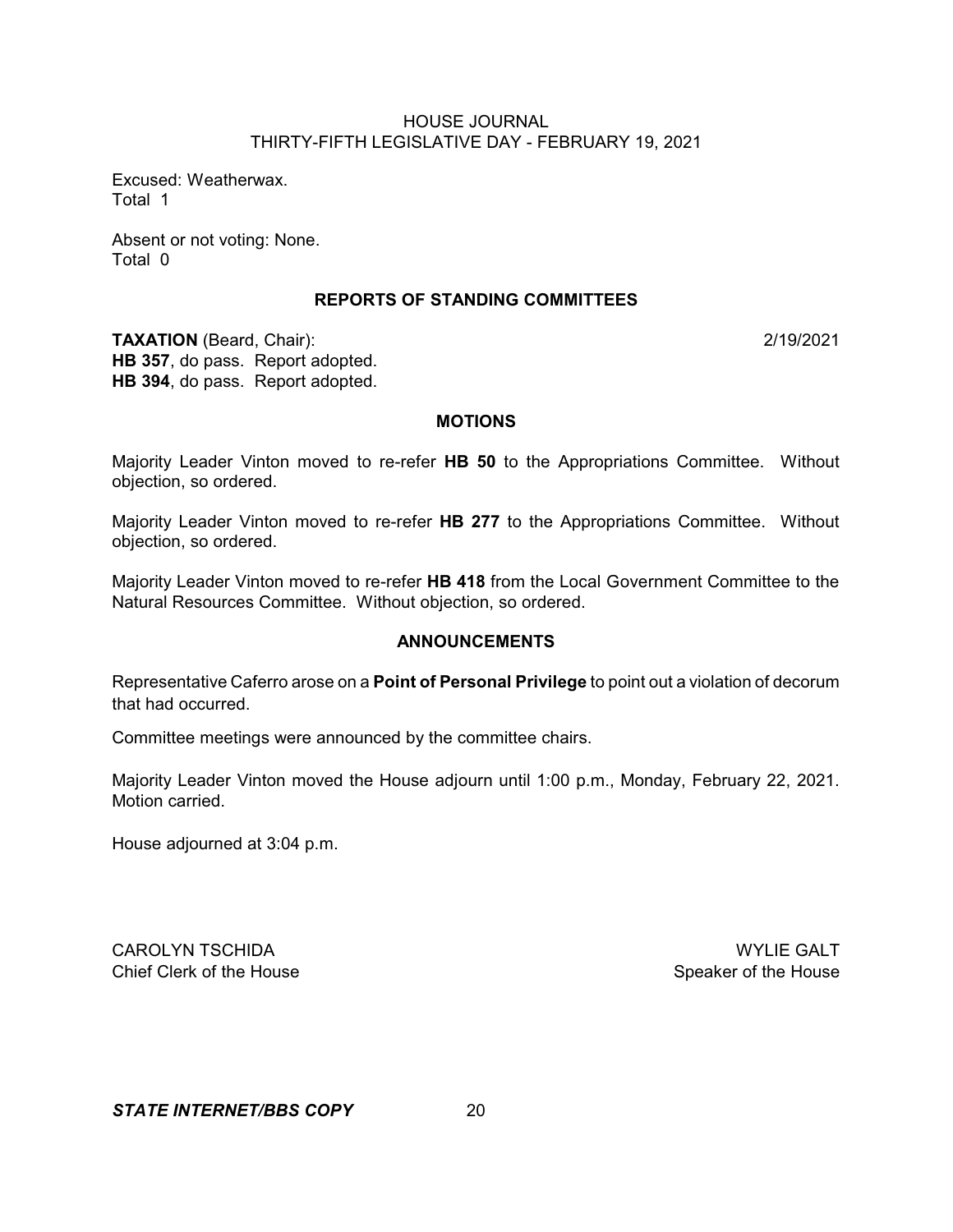Excused: Weatherwax.
Total 1

Absent or not voting: None.
Total 0

## REPORTS OF STANDING COMMITTEES

**TAXATION** (Beard, Chair): 2/19/2021
**HB 357**, do pass. Report adopted.
**HB 394**, do pass. Report adopted.

## MOTIONS

Majority Leader Vinton moved to re-refer **HB 50** to the Appropriations Committee. Without objection, so ordered.

Majority Leader Vinton moved to re-refer **HB 277** to the Appropriations Committee. Without objection, so ordered.

Majority Leader Vinton moved to re-refer **HB 418** from the Local Government Committee to the Natural Resources Committee. Without objection, so ordered.

## ANNOUNCEMENTS

Representative Caferro arose on a **Point of Personal Privilege** to point out a violation of decorum that had occurred.

Committee meetings were announced by the committee chairs.

Majority Leader Vinton moved the House adjourn until 1:00 p.m., Monday, February 22, 2021. Motion carried.

House adjourned at 3:04 p.m.

CAROLYN TSCHIDA
Chief Clerk of the House

WYLIE GALT
Speaker of the House